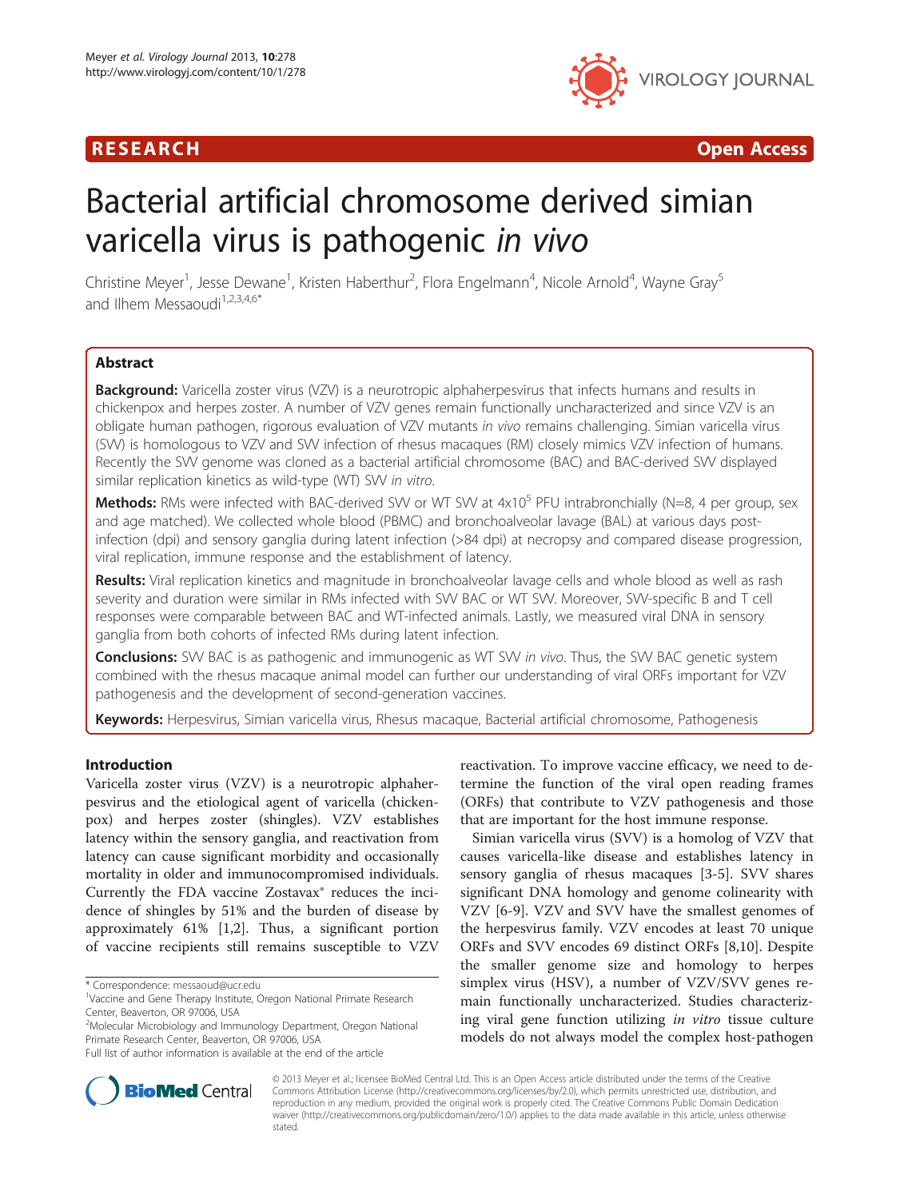**RESEARCH** **Open Access**

# Bacterial artificial chromosome derived simian varicella virus is pathogenic *in vivo*

Christine Meyer[1], Jesse Dewane[1], Kristen Haberthur[2], Flora Engelmann[4], Nicole Arnold[4], Wayne Gray[5] and Ilhem Messaoudi[1,2,3,4,6*]

## Abstract

**Background:** Varicella zoster virus (VZV) is a neurotropic alphaherpesvirus that infects humans and results in chickenpox and herpes zoster. A number of VZV genes remain functionally uncharacterized and since VZV is an obligate human pathogen, rigorous evaluation of VZV mutants *in vivo* remains challenging. Simian varicella virus (SVV) is homologous to VZV and SVV infection of rhesus macaques (RM) closely mimics VZV infection of humans. Recently the SVV genome was cloned as a bacterial artificial chromosome (BAC) and BAC-derived SVV displayed similar replication kinetics as wild-type (WT) SVV *in vitro*.

**Methods:** RMs were infected with BAC-derived SVV or WT SVV at $4x10^5$ PFU intrabronchially (N=8, 4 per group, sex and age matched). We collected whole blood (PBMC) and bronchoalveolar lavage (BAL) at various days post-infection (dpi) and sensory ganglia during latent infection (>84 dpi) at necropsy and compared disease progression, viral replication, immune response and the establishment of latency.

**Results:** Viral replication kinetics and magnitude in bronchoalveolar lavage cells and whole blood as well as rash severity and duration were similar in RMs infected with SVV BAC or WT SVV. Moreover, SVV-specific B and T cell responses were comparable between BAC and WT-infected animals. Lastly, we measured viral DNA in sensory ganglia from both cohorts of infected RMs during latent infection.

**Conclusions:** SVV BAC is as pathogenic and immunogenic as WT SVV *in vivo*. Thus, the SVV BAC genetic system combined with the rhesus macaque animal model can further our understanding of viral ORFs important for VZV pathogenesis and the development of second-generation vaccines.

**Keywords:** Herpesvirus, Simian varicella virus, Rhesus macaque, Bacterial artificial chromosome, Pathogenesis

## Introduction

Varicella zoster virus (VZV) is a neurotropic alphaherpesvirus and the etiological agent of varicella (chickenpox) and herpes zoster (shingles). VZV establishes latency within the sensory ganglia, and reactivation from latency can cause significant morbidity and occasionally mortality in older and immunocompromised individuals. Currently the FDA vaccine Zostavax® reduces the incidence of shingles by 51% and the burden of disease by approximately 61% [1,2]. Thus, a significant portion of vaccine recipients still remains susceptible to VZV reactivation. To improve vaccine efficacy, we need to determine the function of the viral open reading frames (ORFs) that contribute to VZV pathogenesis and those that are important for the host immune response.

Simian varicella virus (SVV) is a homolog of VZV that causes varicella-like disease and establishes latency in sensory ganglia of rhesus macaques [3-5]. SVV shares significant DNA homology and genome colinearity with VZV [6-9]. VZV and SVV have the smallest genomes of the herpesvirus family. VZV encodes at least 70 unique ORFs and SVV encodes 69 distinct ORFs [8,10]. Despite the smaller genome size and homology to herpes simplex virus (HSV), a number of VZV/SVV genes remain functionally uncharacterized. Studies characterizing viral gene function utilizing *in vitro* tissue culture models do not always model the complex host-pathogen

\* Correspondence: messaoud@ucr.edu
[1]Vaccine and Gene Therapy Institute, Oregon National Primate Research Center, Beaverton, OR 97006, USA
[2]Molecular Microbiology and Immunology Department, Oregon National Primate Research Center, Beaverton, OR 97006, USA
Full list of author information is available at the end of the article

© 2013 Meyer et al.; licensee BioMed Central Ltd. This is an Open Access article distributed under the terms of the Creative Commons Attribution License (http://creativecommons.org/licenses/by/2.0), which permits unrestricted use, distribution, and reproduction in any medium, provided the original work is properly cited. The Creative Commons Public Domain Dedication waiver (http://creativecommons.org/publicdomain/zero/1.0/) applies to the data made available in this article, unless otherwise stated.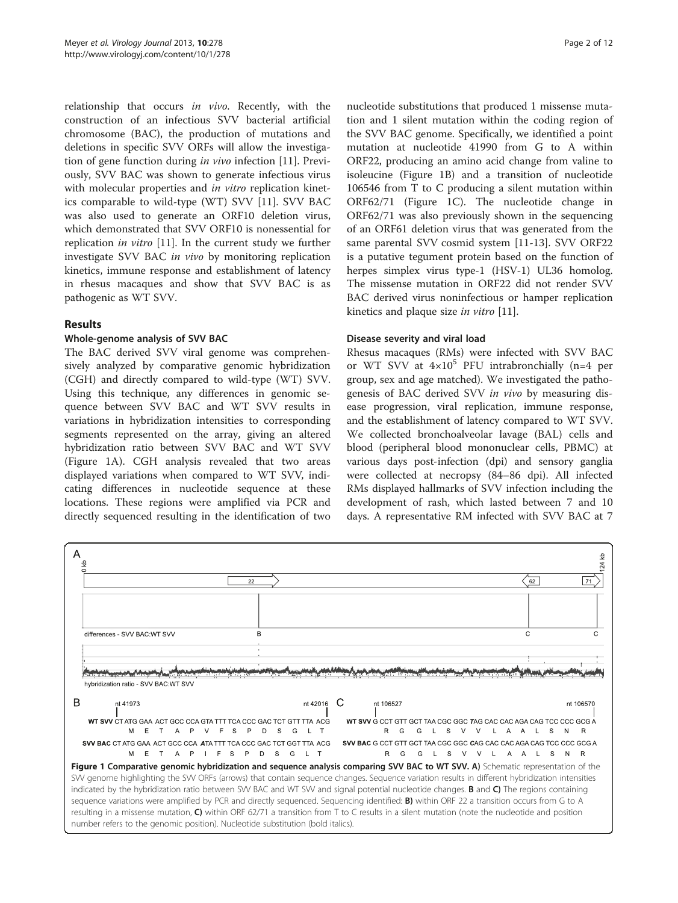relationship that occurs *in vivo*. Recently, with the construction of an infectious SVV bacterial artificial chromosome (BAC), the production of mutations and deletions in specific SVV ORFs will allow the investigation of gene function during *in vivo* infection [11]. Previously, SVV BAC was shown to generate infectious virus with molecular properties and *in vitro* replication kinetics comparable to wild-type (WT) SVV [11]. SVV BAC was also used to generate an ORF10 deletion virus, which demonstrated that SVV ORF10 is nonessential for replication *in vitro* [11]. In the current study we further investigate SVV BAC *in vivo* by monitoring replication kinetics, immune response and establishment of latency in rhesus macaques and show that SVV BAC is as pathogenic as WT SVV.

## Results

### Whole-genome analysis of SVV BAC

The BAC derived SVV viral genome was comprehensively analyzed by comparative genomic hybridization (CGH) and directly compared to wild-type (WT) SVV. Using this technique, any differences in genomic sequence between SVV BAC and WT SVV results in variations in hybridization intensities to corresponding segments represented on the array, giving an altered hybridization ratio between SVV BAC and WT SVV (Figure 1A). CGH analysis revealed that two areas displayed variations when compared to WT SVV, indicating differences in nucleotide sequence at these locations. These regions were amplified via PCR and directly sequenced resulting in the identification of two nucleotide substitutions that produced 1 missense mutation and 1 silent mutation within the coding region of the SVV BAC genome. Specifically, we identified a point mutation at nucleotide 41990 from G to A within ORF22, producing an amino acid change from valine to isoleucine (Figure 1B) and a transition of nucleotide 106546 from T to C producing a silent mutation within ORF62/71 (Figure 1C). The nucleotide change in ORF62/71 was also previously shown in the sequencing of an ORF61 deletion virus that was generated from the same parental SVV cosmid system [11-13]. SVV ORF22 is a putative tegument protein based on the function of herpes simplex virus type-1 (HSV-1) UL36 homolog. The missense mutation in ORF22 did not render SVV BAC derived virus noninfectious or hamper replication kinetics and plaque size *in vitro* [11].

### Disease severity and viral load

Rhesus macaques (RMs) were infected with SVV BAC or WT SVV at $4 \times 10^5$ PFU intrabronchially (n=4 per group, sex and age matched). We investigated the pathogenesis of BAC derived SVV *in vivo* by measuring disease progression, viral replication, immune response, and the establishment of latency compared to WT SVV. We collected bronchoalveolar lavage (BAL) cells and blood (peripheral blood mononuclear cells, PBMC) at various days post-infection (dpi) and sensory ganglia were collected at necropsy (84–86 dpi). All infected RMs displayed hallmarks of SVV infection including the development of rash, which lasted between 7 and 10 days. A representative RM infected with SVV BAC at 7

A

0 kb — 124 kb

22 | 62 | 71

differences - SVV BAC:WT SVV — B, C, C

hybridization ratio - SVV BAC:WT SVV

B

nt 41973 — nt 42016

WT SVV CT ATG GAA ACT GCC CCA GTA TTT TCA CCC GAC TCT GTT TTA ACG
M E T A P V F S P D S G L T

SVV BAC CT ATG GAA ACT GCC CCA ***A***TA TTT TCA CCC GAC TCT GGT TTA ACG
M E T A P I F S P D S G L T

C

nt 106527 — nt 106570

WT SVV G CCT GTT GCT TAA CGC GGC ***T***AG CAC CAC AGA CAG TCC CCC GCG A
R G G L S V V L A A L S N R

SVV BAC G CCT GTT GCT TAA CGC GGC ***C***AG CAC CAC AGA CAG TCC CCC GCG A
R G G L S V V L A A L S N R

**Figure 1 Comparative genomic hybridization and sequence analysis comparing SVV BAC to WT SVV. A)** Schematic representation of the SVV genome highlighting the SVV ORFs (arrows) that contain sequence changes. Sequence variation results in different hybridization intensities indicated by the hybridization ratio between SVV BAC and WT SVV and signal potential nucleotide changes. **B** and **C)** The regions containing sequence variations were amplified by PCR and directly sequenced. Sequencing identified: **B)** within ORF 22 a transition occurs from G to A resulting in a missense mutation, **C)** within ORF 62/71 a transition from T to C results in a silent mutation (note the nucleotide and position number refers to the genomic position). Nucleotide substitution (bold italics).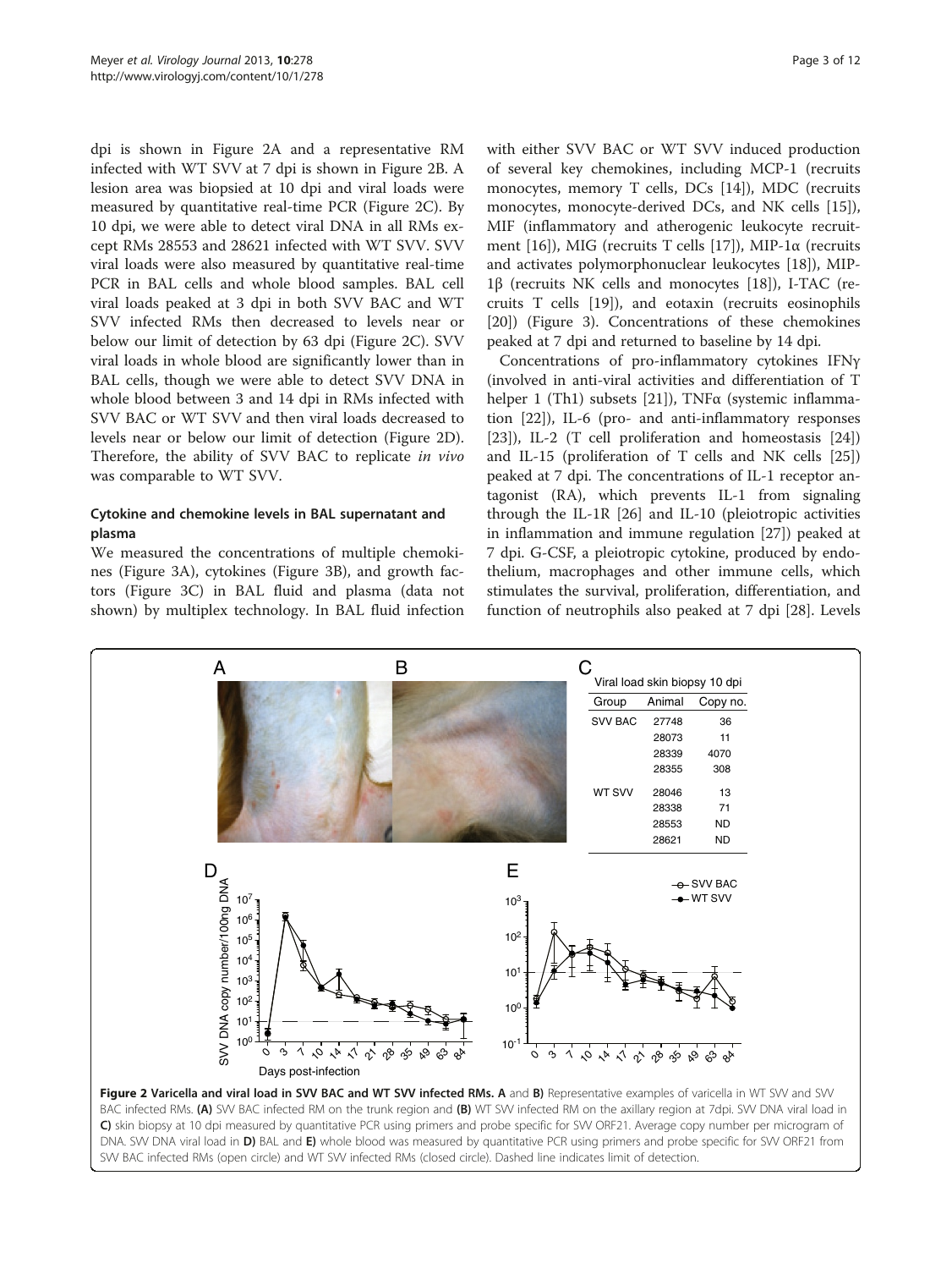dpi is shown in Figure 2A and a representative RM infected with WT SVV at 7 dpi is shown in Figure 2B. A lesion area was biopsied at 10 dpi and viral loads were measured by quantitative real-time PCR (Figure 2C). By 10 dpi, we were able to detect viral DNA in all RMs except RMs 28553 and 28621 infected with WT SVV. SVV viral loads were also measured by quantitative real-time PCR in BAL cells and whole blood samples. BAL cell viral loads peaked at 3 dpi in both SVV BAC and WT SVV infected RMs then decreased to levels near or below our limit of detection by 63 dpi (Figure 2C). SVV viral loads in whole blood are significantly lower than in BAL cells, though we were able to detect SVV DNA in whole blood between 3 and 14 dpi in RMs infected with SVV BAC or WT SVV and then viral loads decreased to levels near or below our limit of detection (Figure 2D). Therefore, the ability of SVV BAC to replicate *in vivo* was comparable to WT SVV.

### Cytokine and chemokine levels in BAL supernatant and plasma

We measured the concentrations of multiple chemokines (Figure 3A), cytokines (Figure 3B), and growth factors (Figure 3C) in BAL fluid and plasma (data not shown) by multiplex technology. In BAL fluid infection with either SVV BAC or WT SVV induced production of several key chemokines, including MCP-1 (recruits monocytes, memory T cells, DCs [14]), MDC (recruits monocytes, monocyte-derived DCs, and NK cells [15]), MIF (inflammatory and atherogenic leukocyte recruitment [16]), MIG (recruits T cells [17]), MIP-1α (recruits and activates polymorphonuclear leukocytes [18]), MIP-1β (recruits NK cells and monocytes [18]), I-TAC (recruits T cells [19]), and eotaxin (recruits eosinophils [20]) (Figure 3). Concentrations of these chemokines peaked at 7 dpi and returned to baseline by 14 dpi.

Concentrations of pro-inflammatory cytokines IFNγ (involved in anti-viral activities and differentiation of T helper 1 (Th1) subsets [21]), TNFα (systemic inflammation [22]), IL-6 (pro- and anti-inflammatory responses [23]), IL-2 (T cell proliferation and homeostasis [24]) and IL-15 (proliferation of T cells and NK cells [25]) peaked at 7 dpi. The concentrations of IL-1 receptor antagonist (RA), which prevents IL-1 from signaling through the IL-1R [26] and IL-10 (pleiotropic activities in inflammation and immune regulation [27]) peaked at 7 dpi. G-CSF, a pleiotropic cytokine, produced by endothelium, macrophages and other immune cells, which stimulates the survival, proliferation, differentiation, and function of neutrophils also peaked at 7 dpi [28]. Levels

Viral load skin biopsy 10 dpi

| Group | Animal | Copy no. |
|---|---|---|
| SVV BAC | 27748 | 36 |
| | 28073 | 11 |
| | 28339 | 4070 |
| | 28355 | 308 |
| WT SVV | 28046 | 13 |
| | 28338 | 71 |
| | 28553 | ND |
| | 28621 | ND |

**Figure 2 Varicella and viral load in SVV BAC and WT SVV infected RMs. A** and **B)** Representative examples of varicella in WT SVV and SVV BAC infected RMs. **(A)** SVV BAC infected RM on the trunk region and **(B)** WT SVV infected RM on the axillary region at 7dpi. SVV DNA viral load in **C)** skin biopsy at 10 dpi measured by quantitative PCR using primers and probe specific for SVV ORF21. Average copy number per microgram of DNA. SVV DNA viral load in **D)** BAL and **E)** whole blood was measured by quantitative PCR using primers and probe specific for SVV ORF21 from SVV BAC infected RMs (open circle) and WT SVV infected RMs (closed circle). Dashed line indicates limit of detection.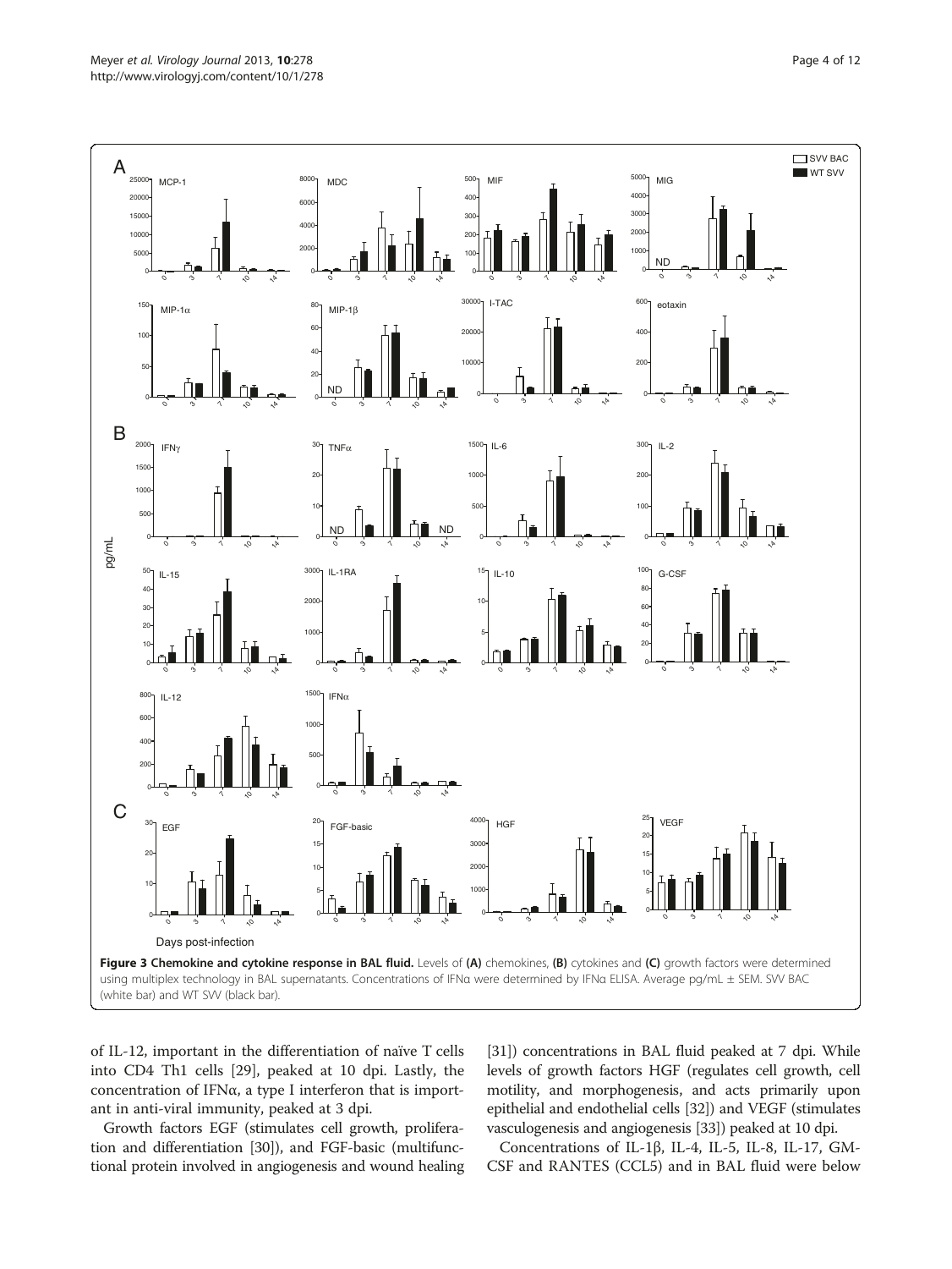**Figure 3 Chemokine and cytokine response in BAL fluid.** Levels of **(A)** chemokines, **(B)** cytokines and **(C)** growth factors were determined using multiplex technology in BAL supernatants. Concentrations of IFNα were determined by IFNα ELISA. Average pg/mL ± SEM. SVV BAC (white bar) and WT SVV (black bar).

of IL-12, important in the differentiation of naïve T cells into CD4 Th1 cells [29], peaked at 10 dpi. Lastly, the concentration of IFNα, a type I interferon that is important in anti-viral immunity, peaked at 3 dpi.

Growth factors EGF (stimulates cell growth, proliferation and differentiation [30]), and FGF-basic (multifunctional protein involved in angiogenesis and wound healing [31]) concentrations in BAL fluid peaked at 7 dpi. While levels of growth factors HGF (regulates cell growth, cell motility, and morphogenesis, and acts primarily upon epithelial and endothelial cells [32]) and VEGF (stimulates vasculogenesis and angiogenesis [33]) peaked at 10 dpi.

Concentrations of IL-1β, IL-4, IL-5, IL-8, IL-17, GM-CSF and RANTES (CCL5) and in BAL fluid were below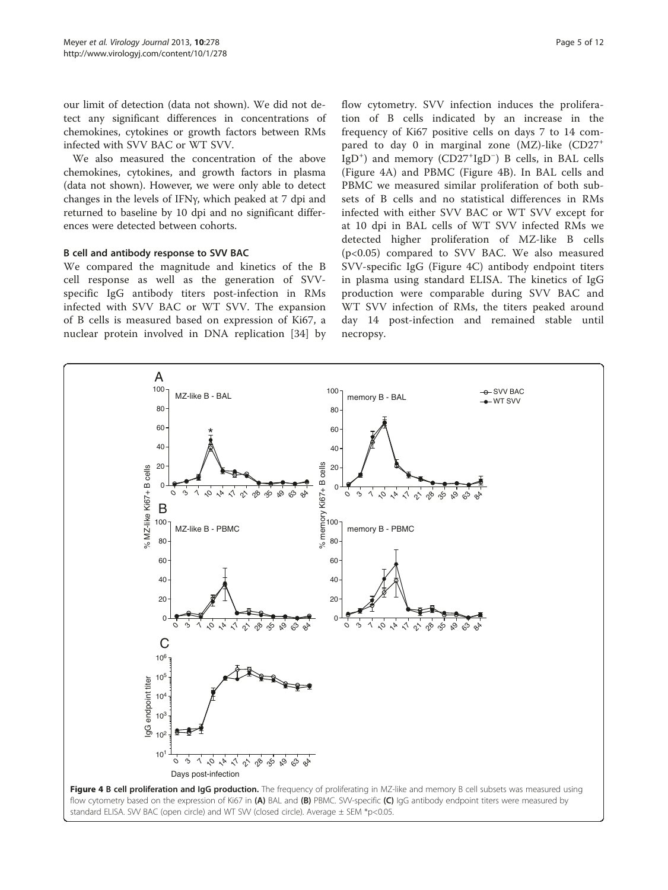our limit of detection (data not shown). We did not detect any significant differences in concentrations of chemokines, cytokines or growth factors between RMs infected with SVV BAC or WT SVV.

We also measured the concentration of the above chemokines, cytokines, and growth factors in plasma (data not shown). However, we were only able to detect changes in the levels of IFNγ, which peaked at 7 dpi and returned to baseline by 10 dpi and no significant differences were detected between cohorts.

### B cell and antibody response to SVV BAC

We compared the magnitude and kinetics of the B cell response as well as the generation of SVV-specific IgG antibody titers post-infection in RMs infected with SVV BAC or WT SVV. The expansion of B cells is measured based on expression of Ki67, a nuclear protein involved in DNA replication [34] by flow cytometry. SVV infection induces the proliferation of B cells indicated by an increase in the frequency of Ki67 positive cells on days 7 to 14 compared to day 0 in marginal zone (MZ)-like ($CD27^+$ $IgD^+$) and memory ($CD27^+IgD^-$) B cells, in BAL cells (Figure 4A) and PBMC (Figure 4B). In BAL cells and PBMC we measured similar proliferation of both subsets of B cells and no statistical differences in RMs infected with either SVV BAC or WT SVV except for at 10 dpi in BAL cells of WT SVV infected RMs we detected higher proliferation of MZ-like B cells ($p<0.05$) compared to SVV BAC. We also measured SVV-specific IgG (Figure 4C) antibody endpoint titers in plasma using standard ELISA. The kinetics of IgG production were comparable during SVV BAC and WT SVV infection of RMs, the titers peaked around day 14 post-infection and remained stable until necropsy.

**Figure 4 B cell proliferation and IgG production.** The frequency of proliferating in MZ-like and memory B cell subsets was measured using flow cytometry based on the expression of Ki67 in **(A)** BAL and **(B)** PBMC. SVV-specific **(C)** IgG antibody endpoint titers were measured by standard ELISA. SVV BAC (open circle) and WT SVV (closed circle). Average ± SEM *$p<0.05$.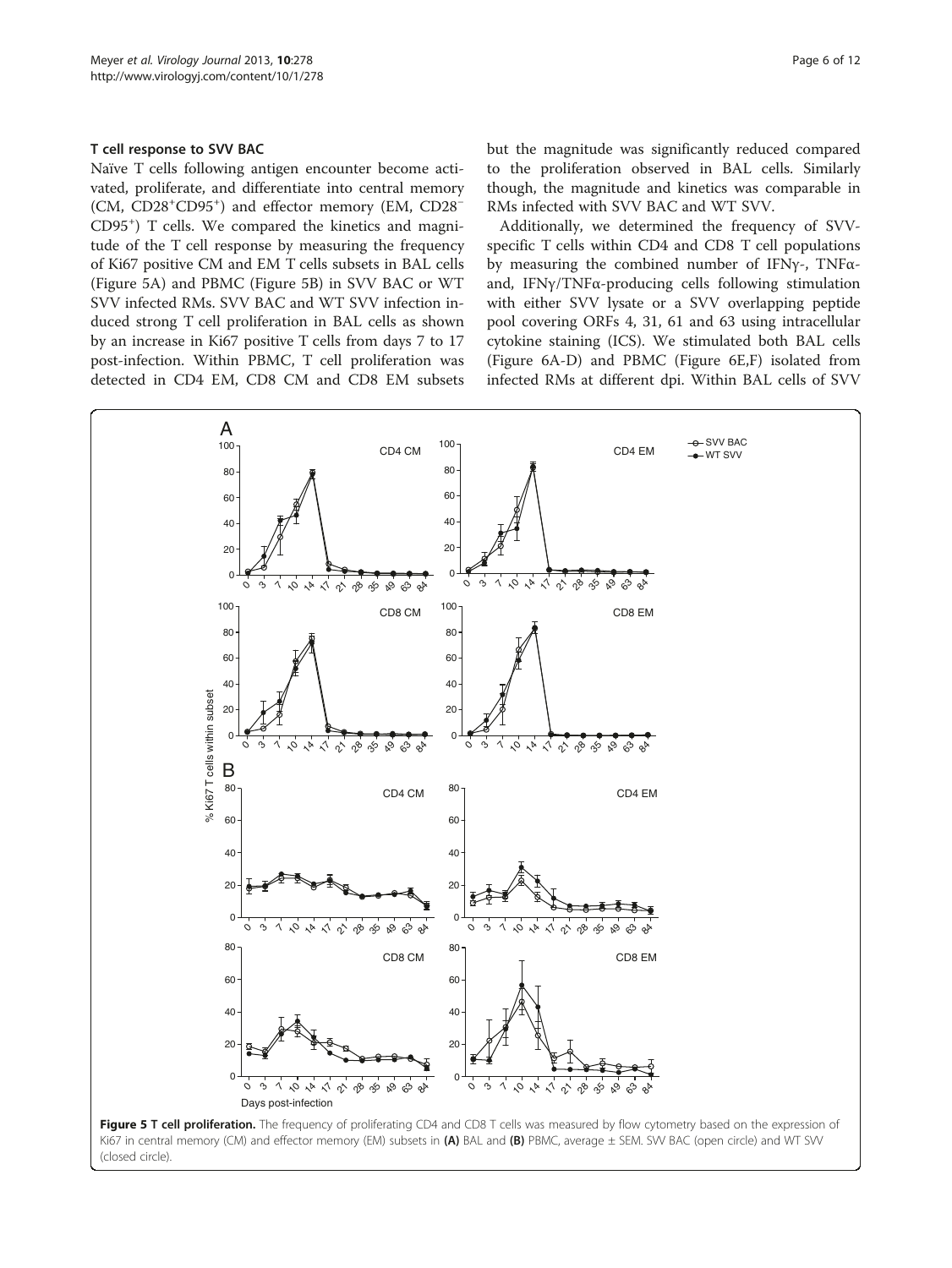### T cell response to SVV BAC

Naïve T cells following antigen encounter become activated, proliferate, and differentiate into central memory (CM, $CD28^{+}CD95^{+}$) and effector memory (EM, $CD28^{-}$ $CD95^{+}$) T cells. We compared the kinetics and magnitude of the T cell response by measuring the frequency of Ki67 positive CM and EM T cells subsets in BAL cells (Figure 5A) and PBMC (Figure 5B) in SVV BAC or WT SVV infected RMs. SVV BAC and WT SVV infection induced strong T cell proliferation in BAL cells as shown by an increase in Ki67 positive T cells from days 7 to 17 post-infection. Within PBMC, T cell proliferation was detected in CD4 EM, CD8 CM and CD8 EM subsets but the magnitude was significantly reduced compared to the proliferation observed in BAL cells. Similarly though, the magnitude and kinetics was comparable in RMs infected with SVV BAC and WT SVV.

Additionally, we determined the frequency of SVV-specific T cells within CD4 and CD8 T cell populations by measuring the combined number of IFNγ-, TNFα- and, IFNγ/TNFα-producing cells following stimulation with either SVV lysate or a SVV overlapping peptide pool covering ORFs 4, 31, 61 and 63 using intracellular cytokine staining (ICS). We stimulated both BAL cells (Figure 6A-D) and PBMC (Figure 6E,F) isolated from infected RMs at different dpi. Within BAL cells of SVV

**Figure 5 T cell proliferation.** The frequency of proliferating CD4 and CD8 T cells was measured by flow cytometry based on the expression of Ki67 in central memory (CM) and effector memory (EM) subsets in **(A)** BAL and **(B)** PBMC, average ± SEM. SVV BAC (open circle) and WT SVV (closed circle).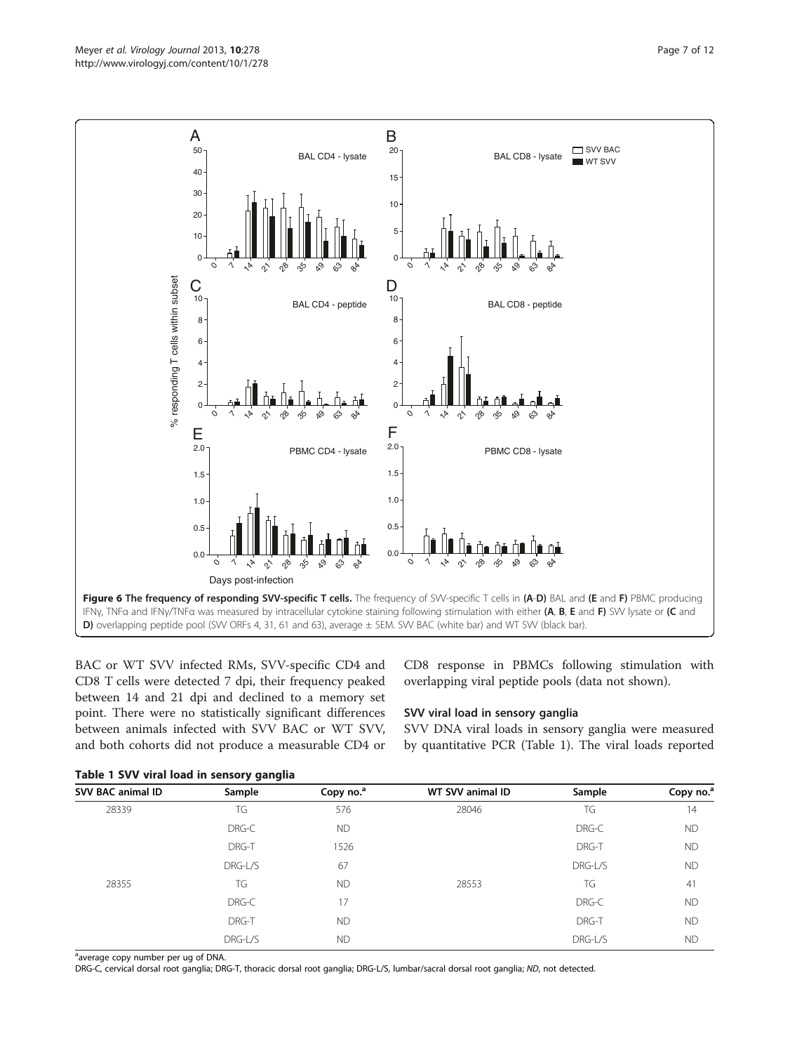**Figure 6 The frequency of responding SVV-specific T cells.** The frequency of SVV-specific T cells in **(A-D)** BAL and **(E** and **F)** PBMC producing IFNγ, TNFα and IFNγ/TNFα was measured by intracellular cytokine staining following stimulation with either **(A**, **B**, **E** and **F)** SVV lysate or **(C** and **D)** overlapping peptide pool (SVV ORFs 4, 31, 61 and 63), average ± SEM. SVV BAC (white bar) and WT SVV (black bar).

BAC or WT SVV infected RMs, SVV-specific CD4 and CD8 T cells were detected 7 dpi, their frequency peaked between 14 and 21 dpi and declined to a memory set point. There were no statistically significant differences between animals infected with SVV BAC or WT SVV, and both cohorts did not produce a measurable CD4 or CD8 response in PBMCs following stimulation with overlapping viral peptide pools (data not shown).

### SVV viral load in sensory ganglia

SVV DNA viral loads in sensory ganglia were measured by quantitative PCR (Table 1). The viral loads reported

**Table 1 SVV viral load in sensory ganglia**

| SVV BAC animal ID | Sample | Copy no.[a] | WT SVV animal ID | Sample | Copy no.[a] |
|---|---|---|---|---|---|
| 28339 | TG | 576 | 28046 | TG | 14 |
| | DRG-C | ND | | DRG-C | ND |
| | DRG-T | 1526 | | DRG-T | ND |
| | DRG-L/S | 67 | | DRG-L/S | ND |
| 28355 | TG | ND | 28553 | TG | 41 |
| | DRG-C | 17 | | DRG-C | ND |
| | DRG-T | ND | | DRG-T | ND |
| | DRG-L/S | ND | | DRG-L/S | ND |

[a]average copy number per ug of DNA.

DRG-C, cervical dorsal root ganglia; DRG-T, thoracic dorsal root ganglia; DRG-L/S, lumbar/sacral dorsal root ganglia; *ND*, not detected.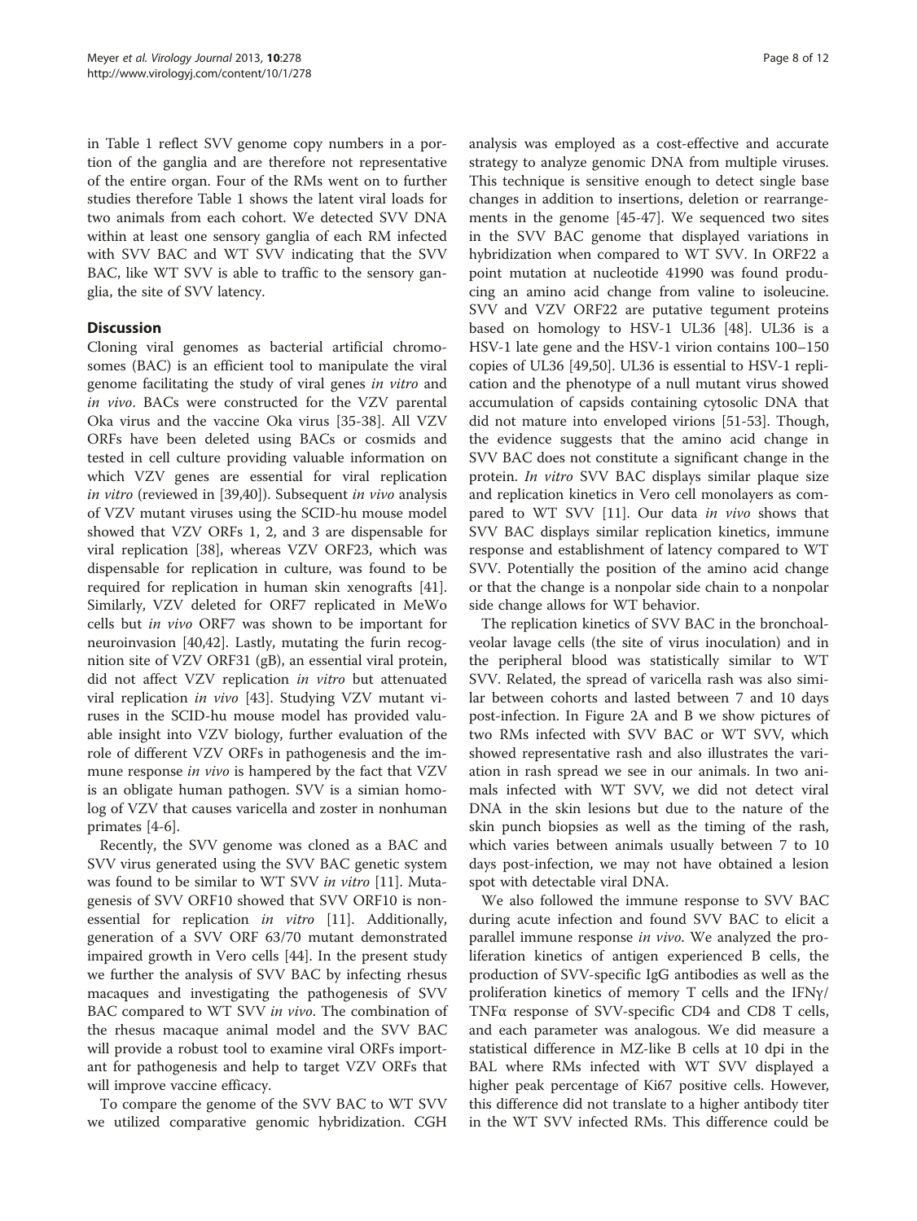in Table 1 reflect SVV genome copy numbers in a portion of the ganglia and are therefore not representative of the entire organ. Four of the RMs went on to further studies therefore Table 1 shows the latent viral loads for two animals from each cohort. We detected SVV DNA within at least one sensory ganglia of each RM infected with SVV BAC and WT SVV indicating that the SVV BAC, like WT SVV is able to traffic to the sensory ganglia, the site of SVV latency.

## Discussion

Cloning viral genomes as bacterial artificial chromosomes (BAC) is an efficient tool to manipulate the viral genome facilitating the study of viral genes *in vitro* and *in vivo*. BACs were constructed for the VZV parental Oka virus and the vaccine Oka virus [35-38]. All VZV ORFs have been deleted using BACs or cosmids and tested in cell culture providing valuable information on which VZV genes are essential for viral replication *in vitro* (reviewed in [39,40]). Subsequent *in vivo* analysis of VZV mutant viruses using the SCID-hu mouse model showed that VZV ORFs 1, 2, and 3 are dispensable for viral replication [38], whereas VZV ORF23, which was dispensable for replication in culture, was found to be required for replication in human skin xenografts [41]. Similarly, VZV deleted for ORF7 replicated in MeWo cells but *in vivo* ORF7 was shown to be important for neuroinvasion [40,42]. Lastly, mutating the furin recognition site of VZV ORF31 (gB), an essential viral protein, did not affect VZV replication *in vitro* but attenuated viral replication *in vivo* [43]. Studying VZV mutant viruses in the SCID-hu mouse model has provided valuable insight into VZV biology, further evaluation of the role of different VZV ORFs in pathogenesis and the immune response *in vivo* is hampered by the fact that VZV is an obligate human pathogen. SVV is a simian homolog of VZV that causes varicella and zoster in nonhuman primates [4-6].

Recently, the SVV genome was cloned as a BAC and SVV virus generated using the SVV BAC genetic system was found to be similar to WT SVV *in vitro* [11]. Mutagenesis of SVV ORF10 showed that SVV ORF10 is nonessential for replication *in vitro* [11]. Additionally, generation of a SVV ORF 63/70 mutant demonstrated impaired growth in Vero cells [44]. In the present study we further the analysis of SVV BAC by infecting rhesus macaques and investigating the pathogenesis of SVV BAC compared to WT SVV *in vivo*. The combination of the rhesus macaque animal model and the SVV BAC will provide a robust tool to examine viral ORFs important for pathogenesis and help to target VZV ORFs that will improve vaccine efficacy.

To compare the genome of the SVV BAC to WT SVV we utilized comparative genomic hybridization. CGH analysis was employed as a cost-effective and accurate strategy to analyze genomic DNA from multiple viruses. This technique is sensitive enough to detect single base changes in addition to insertions, deletion or rearrangements in the genome [45-47]. We sequenced two sites in the SVV BAC genome that displayed variations in hybridization when compared to WT SVV. In ORF22 a point mutation at nucleotide 41990 was found producing an amino acid change from valine to isoleucine. SVV and VZV ORF22 are putative tegument proteins based on homology to HSV-1 UL36 [48]. UL36 is a HSV-1 late gene and the HSV-1 virion contains 100–150 copies of UL36 [49,50]. UL36 is essential to HSV-1 replication and the phenotype of a null mutant virus showed accumulation of capsids containing cytosolic DNA that did not mature into enveloped virions [51-53]. Though, the evidence suggests that the amino acid change in SVV BAC does not constitute a significant change in the protein. *In vitro* SVV BAC displays similar plaque size and replication kinetics in Vero cell monolayers as compared to WT SVV [11]. Our data *in vivo* shows that SVV BAC displays similar replication kinetics, immune response and establishment of latency compared to WT SVV. Potentially the position of the amino acid change or that the change is a nonpolar side chain to a nonpolar side change allows for WT behavior.

The replication kinetics of SVV BAC in the bronchoalveolar lavage cells (the site of virus inoculation) and in the peripheral blood was statistically similar to WT SVV. Related, the spread of varicella rash was also similar between cohorts and lasted between 7 and 10 days post-infection. In Figure 2A and B we show pictures of two RMs infected with SVV BAC or WT SVV, which showed representative rash and also illustrates the variation in rash spread we see in our animals. In two animals infected with WT SVV, we did not detect viral DNA in the skin lesions but due to the nature of the skin punch biopsies as well as the timing of the rash, which varies between animals usually between 7 to 10 days post-infection, we may not have obtained a lesion spot with detectable viral DNA.

We also followed the immune response to SVV BAC during acute infection and found SVV BAC to elicit a parallel immune response *in vivo*. We analyzed the proliferation kinetics of antigen experienced B cells, the production of SVV-specific IgG antibodies as well as the proliferation kinetics of memory T cells and the IFNγ/TNFα response of SVV-specific CD4 and CD8 T cells, and each parameter was analogous. We did measure a statistical difference in MZ-like B cells at 10 dpi in the BAL where RMs infected with WT SVV displayed a higher peak percentage of Ki67 positive cells. However, this difference did not translate to a higher antibody titer in the WT SVV infected RMs. This difference could be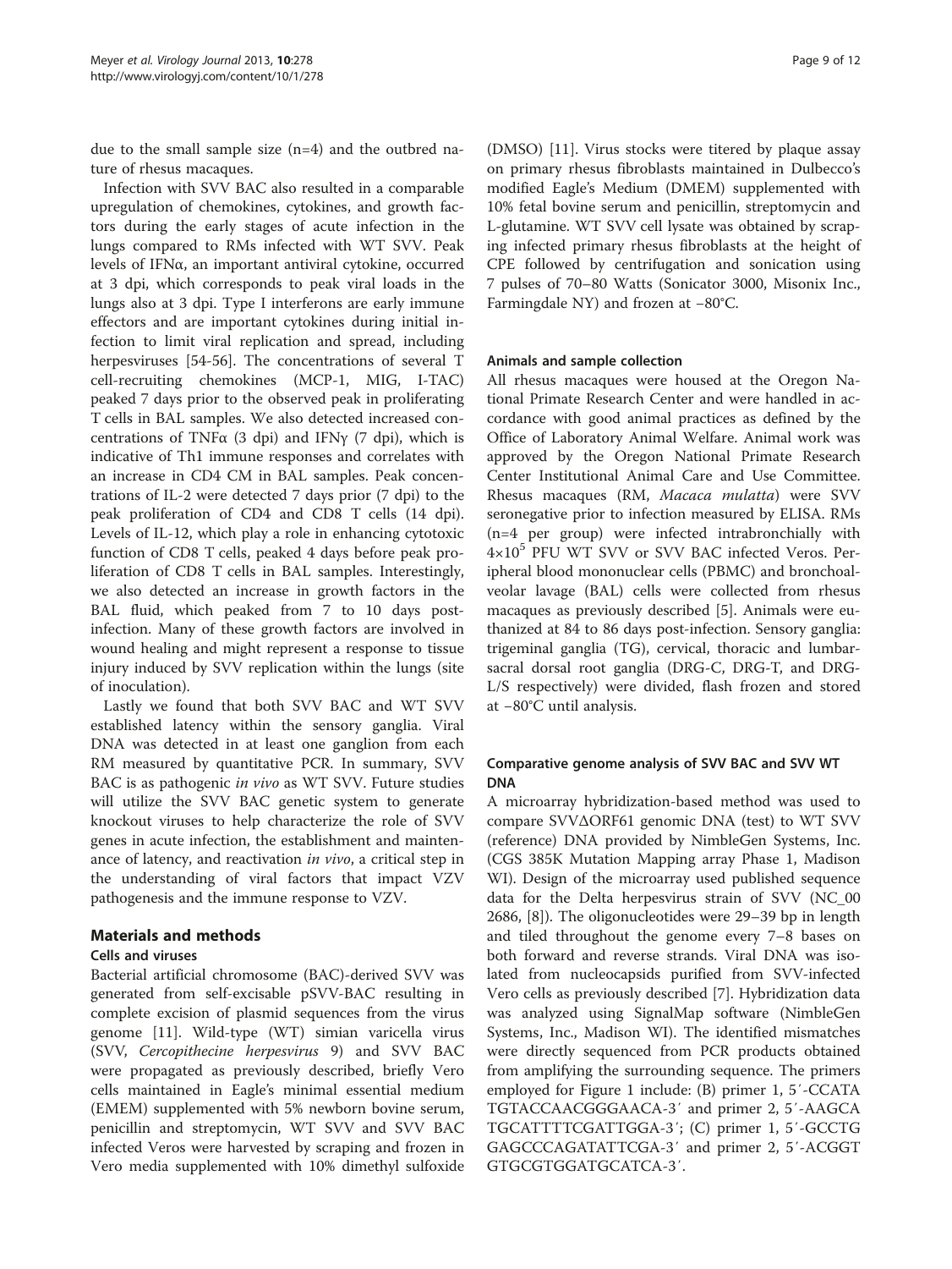due to the small sample size (n=4) and the outbred nature of rhesus macaques.

Infection with SVV BAC also resulted in a comparable upregulation of chemokines, cytokines, and growth factors during the early stages of acute infection in the lungs compared to RMs infected with WT SVV. Peak levels of IFNα, an important antiviral cytokine, occurred at 3 dpi, which corresponds to peak viral loads in the lungs also at 3 dpi. Type I interferons are early immune effectors and are important cytokines during initial infection to limit viral replication and spread, including herpesviruses [54-56]. The concentrations of several T cell-recruiting chemokines (MCP-1, MIG, I-TAC) peaked 7 days prior to the observed peak in proliferating T cells in BAL samples. We also detected increased concentrations of TNFα (3 dpi) and IFNγ (7 dpi), which is indicative of Th1 immune responses and correlates with an increase in CD4 CM in BAL samples. Peak concentrations of IL-2 were detected 7 days prior (7 dpi) to the peak proliferation of CD4 and CD8 T cells (14 dpi). Levels of IL-12, which play a role in enhancing cytotoxic function of CD8 T cells, peaked 4 days before peak proliferation of CD8 T cells in BAL samples. Interestingly, we also detected an increase in growth factors in the BAL fluid, which peaked from 7 to 10 days post-infection. Many of these growth factors are involved in wound healing and might represent a response to tissue injury induced by SVV replication within the lungs (site of inoculation).

Lastly we found that both SVV BAC and WT SVV established latency within the sensory ganglia. Viral DNA was detected in at least one ganglion from each RM measured by quantitative PCR. In summary, SVV BAC is as pathogenic *in vivo* as WT SVV. Future studies will utilize the SVV BAC genetic system to generate knockout viruses to help characterize the role of SVV genes in acute infection, the establishment and maintenance of latency, and reactivation *in vivo*, a critical step in the understanding of viral factors that impact VZV pathogenesis and the immune response to VZV.

## Materials and methods

### Cells and viruses

Bacterial artificial chromosome (BAC)-derived SVV was generated from self-excisable pSVV-BAC resulting in complete excision of plasmid sequences from the virus genome [11]. Wild-type (WT) simian varicella virus (SVV, *Cercopithecine herpesvirus* 9) and SVV BAC were propagated as previously described, briefly Vero cells maintained in Eagle's minimal essential medium (EMEM) supplemented with 5% newborn bovine serum, penicillin and streptomycin, WT SVV and SVV BAC infected Veros were harvested by scraping and frozen in Vero media supplemented with 10% dimethyl sulfoxide (DMSO) [11]. Virus stocks were titered by plaque assay on primary rhesus fibroblasts maintained in Dulbecco's modified Eagle's Medium (DMEM) supplemented with 10% fetal bovine serum and penicillin, streptomycin and L-glutamine. WT SVV cell lysate was obtained by scraping infected primary rhesus fibroblasts at the height of CPE followed by centrifugation and sonication using 7 pulses of 70–80 Watts (Sonicator 3000, Misonix Inc., Farmingdale NY) and frozen at −80°C.

### Animals and sample collection

All rhesus macaques were housed at the Oregon National Primate Research Center and were handled in accordance with good animal practices as defined by the Office of Laboratory Animal Welfare. Animal work was approved by the Oregon National Primate Research Center Institutional Animal Care and Use Committee. Rhesus macaques (RM, *Macaca mulatta*) were SVV seronegative prior to infection measured by ELISA. RMs (n=4 per group) were infected intrabronchially with $4{\times}10^5$ PFU WT SVV or SVV BAC infected Veros. Peripheral blood mononuclear cells (PBMC) and bronchoalveolar lavage (BAL) cells were collected from rhesus macaques as previously described [5]. Animals were euthanized at 84 to 86 days post-infection. Sensory ganglia: trigeminal ganglia (TG), cervical, thoracic and lumbar-sacral dorsal root ganglia (DRG-C, DRG-T, and DRG-L/S respectively) were divided, flash frozen and stored at −80°C until analysis.

### Comparative genome analysis of SVV BAC and SVV WT DNA

A microarray hybridization-based method was used to compare SVVΔORF61 genomic DNA (test) to WT SVV (reference) DNA provided by NimbleGen Systems, Inc. (CGS 385K Mutation Mapping array Phase 1, Madison WI). Design of the microarray used published sequence data for the Delta herpesvirus strain of SVV (NC_002686, [8]). The oligonucleotides were 29–39 bp in length and tiled throughout the genome every 7–8 bases on both forward and reverse strands. Viral DNA was isolated from nucleocapsids purified from SVV-infected Vero cells as previously described [7]. Hybridization data was analyzed using SignalMap software (NimbleGen Systems, Inc., Madison WI). The identified mismatches were directly sequenced from PCR products obtained from amplifying the surrounding sequence. The primers employed for Figure 1 include: (B) primer 1, 5′-CCATATGTACCAACGGGAACA-3′ and primer 2, 5′-AAGCATGCATTTTCGATTGGA-3′; (C) primer 1, 5′-GCCTGGAGCCCAGATATTCGA-3′ and primer 2, 5′-ACGGTGTGCGTGGATGCATCA-3′.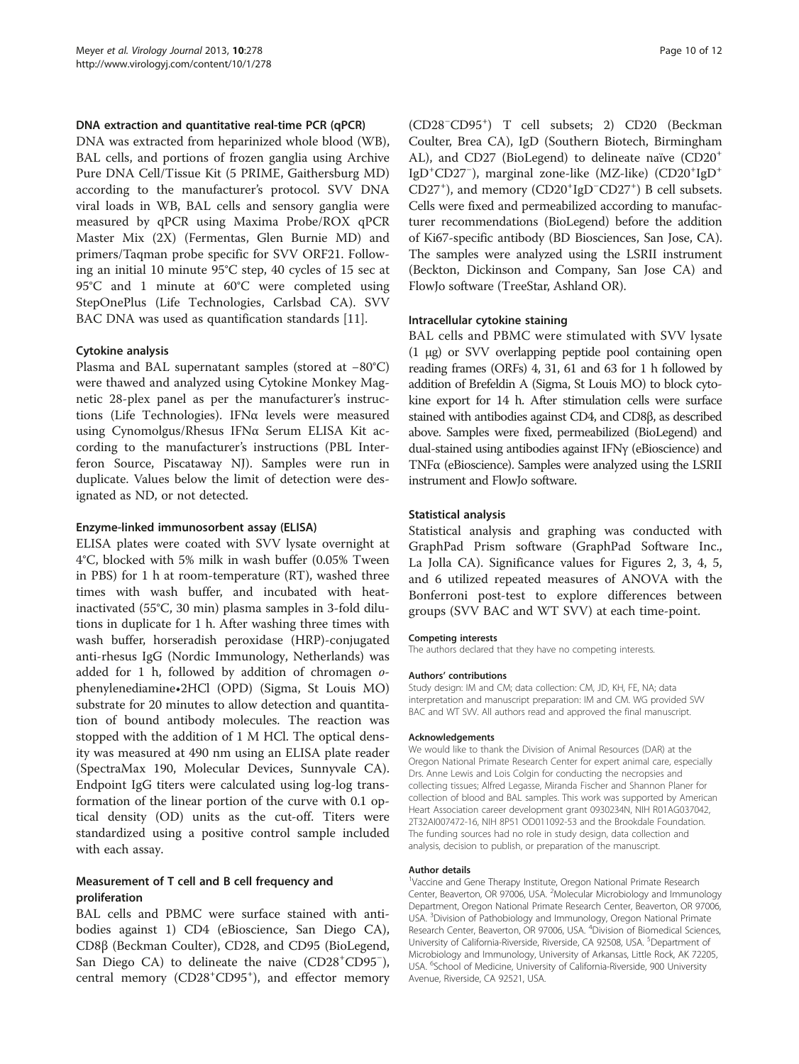### DNA extraction and quantitative real-time PCR (qPCR)

DNA was extracted from heparinized whole blood (WB), BAL cells, and portions of frozen ganglia using Archive Pure DNA Cell/Tissue Kit (5 PRIME, Gaithersburg MD) according to the manufacturer's protocol. SVV DNA viral loads in WB, BAL cells and sensory ganglia were measured by qPCR using Maxima Probe/ROX qPCR Master Mix (2X) (Fermentas, Glen Burnie MD) and primers/Taqman probe specific for SVV ORF21. Following an initial 10 minute 95°C step, 40 cycles of 15 sec at 95°C and 1 minute at 60°C were completed using StepOnePlus (Life Technologies, Carlsbad CA). SVV BAC DNA was used as quantification standards [11].

### Cytokine analysis

Plasma and BAL supernatant samples (stored at −80°C) were thawed and analyzed using Cytokine Monkey Magnetic 28-plex panel as per the manufacturer's instructions (Life Technologies). IFNα levels were measured using Cynomolgus/Rhesus IFNα Serum ELISA Kit according to the manufacturer's instructions (PBL Interferon Source, Piscataway NJ). Samples were run in duplicate. Values below the limit of detection were designated as ND, or not detected.

### Enzyme-linked immunosorbent assay (ELISA)

ELISA plates were coated with SVV lysate overnight at 4°C, blocked with 5% milk in wash buffer (0.05% Tween in PBS) for 1 h at room-temperature (RT), washed three times with wash buffer, and incubated with heat-inactivated (55°C, 30 min) plasma samples in 3-fold dilutions in duplicate for 1 h. After washing three times with wash buffer, horseradish peroxidase (HRP)-conjugated anti-rhesus IgG (Nordic Immunology, Netherlands) was added for 1 h, followed by addition of chromagen *o*-phenylenediamine•2HCl (OPD) (Sigma, St Louis MO) substrate for 20 minutes to allow detection and quantitation of bound antibody molecules. The reaction was stopped with the addition of 1 M HCl. The optical density was measured at 490 nm using an ELISA plate reader (SpectraMax 190, Molecular Devices, Sunnyvale CA). Endpoint IgG titers were calculated using log-log transformation of the linear portion of the curve with 0.1 optical density (OD) units as the cut-off. Titers were standardized using a positive control sample included with each assay.

### Measurement of T cell and B cell frequency and proliferation

BAL cells and PBMC were surface stained with antibodies against 1) CD4 (eBioscience, San Diego CA), CD8β (Beckman Coulter), CD28, and CD95 (BioLegend, San Diego CA) to delineate the naive ($CD28^+CD95^-$), central memory ($CD28^+CD95^+$), and effector memory ($CD28^-CD95^+$) T cell subsets; 2) CD20 (Beckman Coulter, Brea CA), IgD (Southern Biotech, Birmingham AL), and CD27 (BioLegend) to delineate naïve ($CD20^+IgD^+CD27^-$), marginal zone-like (MZ-like) ($CD20^+IgD^+CD27^+$), and memory ($CD20^+IgD^-CD27^+$) B cell subsets. Cells were fixed and permeabilized according to manufacturer recommendations (BioLegend) before the addition of Ki67-specific antibody (BD Biosciences, San Jose, CA). The samples were analyzed using the LSRII instrument (Beckton, Dickinson and Company, San Jose CA) and FlowJo software (TreeStar, Ashland OR).

### Intracellular cytokine staining

BAL cells and PBMC were stimulated with SVV lysate (1 μg) or SVV overlapping peptide pool containing open reading frames (ORFs) 4, 31, 61 and 63 for 1 h followed by addition of Brefeldin A (Sigma, St Louis MO) to block cytokine export for 14 h. After stimulation cells were surface stained with antibodies against CD4, and CD8β, as described above. Samples were fixed, permeabilized (BioLegend) and dual-stained using antibodies against IFNγ (eBioscience) and TNFα (eBioscience). Samples were analyzed using the LSRII instrument and FlowJo software.

### Statistical analysis

Statistical analysis and graphing was conducted with GraphPad Prism software (GraphPad Software Inc., La Jolla CA). Significance values for Figures 2, 3, 4, 5, and 6 utilized repeated measures of ANOVA with the Bonferroni post-test to explore differences between groups (SVV BAC and WT SVV) at each time-point.

#### Competing interests

The authors declared that they have no competing interests.

#### Authors' contributions

Study design: IM and CM; data collection: CM, JD, KH, FE, NA; data interpretation and manuscript preparation: IM and CM. WG provided SVV BAC and WT SVV. All authors read and approved the final manuscript.

#### Acknowledgements

We would like to thank the Division of Animal Resources (DAR) at the Oregon National Primate Research Center for expert animal care, especially Drs. Anne Lewis and Lois Colgin for conducting the necropsies and collecting tissues; Alfred Legasse, Miranda Fischer and Shannon Planer for collection of blood and BAL samples. This work was supported by American Heart Association career development grant 0930234N, NIH R01AG037042, 2T32AI007472-16, NIH 8P51 OD011092-53 and the Brookdale Foundation. The funding sources had no role in study design, data collection and analysis, decision to publish, or preparation of the manuscript.

#### Author details

[1]Vaccine and Gene Therapy Institute, Oregon National Primate Research Center, Beaverton, OR 97006, USA. [2]Molecular Microbiology and Immunology Department, Oregon National Primate Research Center, Beaverton, OR 97006, USA. [3]Division of Pathobiology and Immunology, Oregon National Primate Research Center, Beaverton, OR 97006, USA. [4]Division of Biomedical Sciences, University of California-Riverside, Riverside, CA 92508, USA. [5]Department of Microbiology and Immunology, University of Arkansas, Little Rock, AK 72205, USA. [6]School of Medicine, University of California-Riverside, 900 University Avenue, Riverside, CA 92521, USA.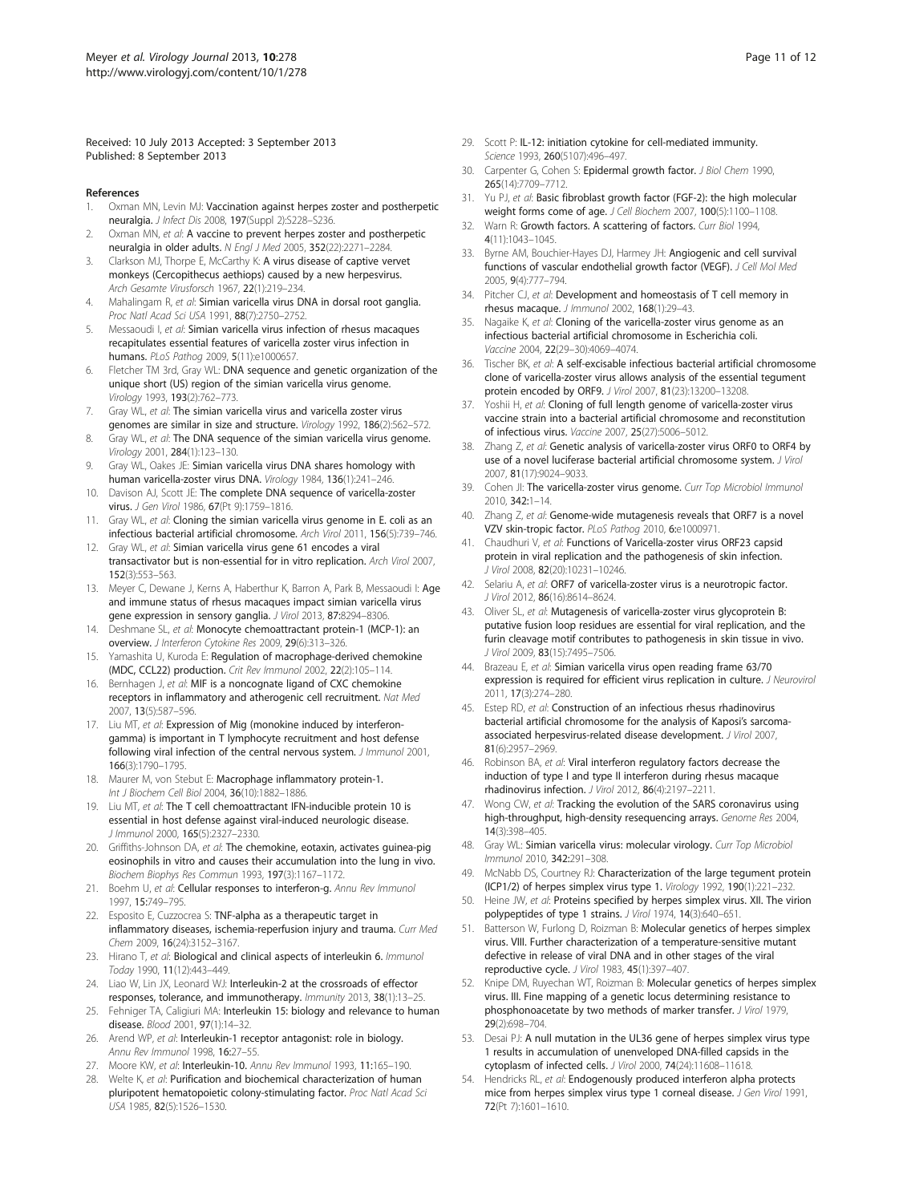Received: 10 July 2013 Accepted: 3 September 2013
Published: 8 September 2013

## References

1. Oxman MN, Levin MJ: **Vaccination against herpes zoster and postherpetic neuralgia.** *J Infect Dis* 2008, **197**(Suppl 2):S228–S236.
2. Oxman MN, *et al*: **A vaccine to prevent herpes zoster and postherpetic neuralgia in older adults.** *N Engl J Med* 2005, **352**(22):2271–2284.
3. Clarkson MJ, Thorpe E, McCarthy K: **A virus disease of captive vervet monkeys (Cercopithecus aethiops) caused by a new herpesvirus.** *Arch Gesamte Virusforsch* 1967, **22**(1):219–234.
4. Mahalingam R, *et al*: **Simian varicella virus DNA in dorsal root ganglia.** *Proc Natl Acad Sci USA* 1991, **88**(7):2750–2752.
5. Messaoudi I, *et al*: **Simian varicella virus infection of rhesus macaques recapitulates essential features of varicella zoster virus infection in humans.** *PLoS Pathog* 2009, **5**(11):e1000657.
6. Fletcher TM 3rd, Gray WL: **DNA sequence and genetic organization of the unique short (US) region of the simian varicella virus genome.** *Virology* 1993, **193**(2):762–773.
7. Gray WL, *et al*: **The simian varicella virus and varicella zoster virus genomes are similar in size and structure.** *Virology* 1992, **186**(2):562–572.
8. Gray WL, *et al*: **The DNA sequence of the simian varicella virus genome.** *Virology* 2001, **284**(1):123–130.
9. Gray WL, Oakes JE: **Simian varicella virus DNA shares homology with human varicella-zoster virus DNA.** *Virology* 1984, **136**(1):241–246.
10. Davison AJ, Scott JE: **The complete DNA sequence of varicella-zoster virus.** *J Gen Virol* 1986, **67**(Pt 9):1759–1816.
11. Gray WL, *et al*: **Cloning the simian varicella virus genome in E. coli as an infectious bacterial artificial chromosome.** *Arch Virol* 2011, **156**(5):739–746.
12. Gray WL, *et al*: **Simian varicella virus gene 61 encodes a viral transactivator but is non-essential for in vitro replication.** *Arch Virol* 2007, **152**(3):553–563.
13. Meyer C, Dewane J, Kerns A, Haberthur K, Barron A, Park B, Messaoudi I: **Age and immune status of rhesus macaques impact simian varicella virus gene expression in sensory ganglia.** *J Virol* 2013, **87:**8294–8306.
14. Deshmane SL, *et al*: **Monocyte chemoattractant protein-1 (MCP-1): an overview.** *J Interferon Cytokine Res* 2009, **29**(6):313–326.
15. Yamashita U, Kuroda E: **Regulation of macrophage-derived chemokine (MDC, CCL22) production.** *Crit Rev Immunol* 2002, **22**(2):105–114.
16. Bernhagen J, *et al*: **MIF is a noncognate ligand of CXC chemokine receptors in inflammatory and atherogenic cell recruitment.** *Nat Med* 2007, **13**(5):587–596.
17. Liu MT, *et al*: **Expression of Mig (monokine induced by interferon-gamma) is important in T lymphocyte recruitment and host defense following viral infection of the central nervous system.** *J Immunol* 2001, **166**(3):1790–1795.
18. Maurer M, von Stebut E: **Macrophage inflammatory protein-1.** *Int J Biochem Cell Biol* 2004, **36**(10):1882–1886.
19. Liu MT, *et al*: **The T cell chemoattractant IFN-inducible protein 10 is essential in host defense against viral-induced neurologic disease.** *J Immunol* 2000, **165**(5):2327–2330.
20. Griffiths-Johnson DA, *et al*: **The chemokine, eotaxin, activates guinea-pig eosinophils in vitro and causes their accumulation into the lung in vivo.** *Biochem Biophys Res Commun* 1993, **197**(3):1167–1172.
21. Boehm U, *et al*: **Cellular responses to interferon-g.** *Annu Rev Immunol* 1997, **15:**749–795.
22. Esposito E, Cuzzocrea S: **TNF-alpha as a therapeutic target in inflammatory diseases, ischemia-reperfusion injury and trauma.** *Curr Med Chem* 2009, **16**(24):3152–3167.
23. Hirano T, *et al*: **Biological and clinical aspects of interleukin 6.** *Immunol Today* 1990, **11**(12):443–449.
24. Liao W, Lin JX, Leonard WJ: **Interleukin-2 at the crossroads of effector responses, tolerance, and immunotherapy.** *Immunity* 2013, **38**(1):13–25.
25. Fehniger TA, Caligiuri MA: **Interleukin 15: biology and relevance to human disease.** *Blood* 2001, **97**(1):14–32.
26. Arend WP, *et al*: **Interleukin-1 receptor antagonist: role in biology.** *Annu Rev Immunol* 1998, **16:**27–55.
27. Moore KW, *et al*: **Interleukin-10.** *Annu Rev Immunol* 1993, **11:**165–190.
28. Welte K, *et al*: **Purification and biochemical characterization of human pluripotent hematopoietic colony-stimulating factor.** *Proc Natl Acad Sci USA* 1985, **82**(5):1526–1530.
29. Scott P: **IL-12: initiation cytokine for cell-mediated immunity.** *Science* 1993, **260**(5107):496–497.
30. Carpenter G, Cohen S: **Epidermal growth factor.** *J Biol Chem* 1990, **265**(14):7709–7712.
31. Yu PJ, *et al*: **Basic fibroblast growth factor (FGF-2): the high molecular weight forms come of age.** *J Cell Biochem* 2007, **100**(5):1100–1108.
32. Warn R: **Growth factors. A scattering of factors.** *Curr Biol* 1994, **4**(11):1043–1045.
33. Byrne AM, Bouchier-Hayes DJ, Harmey JH: **Angiogenic and cell survival functions of vascular endothelial growth factor (VEGF).** *J Cell Mol Med* 2005, **9**(4):777–794.
34. Pitcher CJ, *et al*: **Development and homeostasis of T cell memory in rhesus macaque.** *J Immunol* 2002, **168**(1):29–43.
35. Nagaike K, *et al*: **Cloning of the varicella-zoster virus genome as an infectious bacterial artificial chromosome in Escherichia coli.** *Vaccine* 2004, **22**(29–30):4069–4074.
36. Tischer BK, *et al*: **A self-excisable infectious bacterial artificial chromosome clone of varicella-zoster virus allows analysis of the essential tegument protein encoded by ORF9.** *J Virol* 2007, **81**(23):13200–13208.
37. Yoshii H, *et al*: **Cloning of full length genome of varicella-zoster virus vaccine strain into a bacterial artificial chromosome and reconstitution of infectious virus.** *Vaccine* 2007, **25**(27):5006–5012.
38. Zhang Z, *et al*: **Genetic analysis of varicella-zoster virus ORF0 to ORF4 by use of a novel luciferase bacterial artificial chromosome system.** *J Virol* 2007, **81**(17):9024–9033.
39. Cohen JI: **The varicella-zoster virus genome.** *Curr Top Microbiol Immunol* 2010, **342:**1–14.
40. Zhang Z, *et al*: **Genome-wide mutagenesis reveals that ORF7 is a novel VZV skin-tropic factor.** *PLoS Pathog* 2010, **6:**e1000971.
41. Chaudhuri V, *et al*: **Functions of Varicella-zoster virus ORF23 capsid protein in viral replication and the pathogenesis of skin infection.** *J Virol* 2008, **82**(20):10231–10246.
42. Selariu A, *et al*: **ORF7 of varicella-zoster virus is a neurotropic factor.** *J Virol* 2012, **86**(16):8614–8624.
43. Oliver SL, *et al*: **Mutagenesis of varicella-zoster virus glycoprotein B: putative fusion loop residues are essential for viral replication, and the furin cleavage motif contributes to pathogenesis in skin tissue in vivo.** *J Virol* 2009, **83**(15):7495–7506.
44. Brazeau E, *et al*: **Simian varicella virus open reading frame 63/70 expression is required for efficient virus replication in culture.** *J Neurovirol* 2011, **17**(3):274–280.
45. Estep RD, *et al*: **Construction of an infectious rhesus rhadinovirus bacterial artificial chromosome for the analysis of Kaposi's sarcoma-associated herpesvirus-related disease development.** *J Virol* 2007, **81**(6):2957–2969.
46. Robinson BA, *et al*: **Viral interferon regulatory factors decrease the induction of type I and type II interferon during rhesus macaque rhadinovirus infection.** *J Virol* 2012, **86**(4):2197–2211.
47. Wong CW, *et al*: **Tracking the evolution of the SARS coronavirus using high-throughput, high-density resequencing arrays.** *Genome Res* 2004, **14**(3):398–405.
48. Gray WL: **Simian varicella virus: molecular virology.** *Curr Top Microbiol Immunol* 2010, **342:**291–308.
49. McNabb DS, Courtney RJ: **Characterization of the large tegument protein (ICP1/2) of herpes simplex virus type 1.** *Virology* 1992, **190**(1):221–232.
50. Heine JW, *et al*: **Proteins specified by herpes simplex virus. XII. The virion polypeptides of type 1 strains.** *J Virol* 1974, **14**(3):640–651.
51. Batterson W, Furlong D, Roizman B: **Molecular genetics of herpes simplex virus. VIII. Further characterization of a temperature-sensitive mutant defective in release of viral DNA and in other stages of the viral reproductive cycle.** *J Virol* 1983, **45**(1):397–407.
52. Knipe DM, Ruyechan WT, Roizman B: **Molecular genetics of herpes simplex virus. III. Fine mapping of a genetic locus determining resistance to phosphonoacetate by two methods of marker transfer.** *J Virol* 1979, **29**(2):698–704.
53. Desai PJ: **A null mutation in the UL36 gene of herpes simplex virus type 1 results in accumulation of unenveloped DNA-filled capsids in the cytoplasm of infected cells.** *J Virol* 2000, **74**(24):11608–11618.
54. Hendricks RL, *et al*: **Endogenously produced interferon alpha protects mice from herpes simplex virus type 1 corneal disease.** *J Gen Virol* 1991, **72**(Pt 7):1601–1610.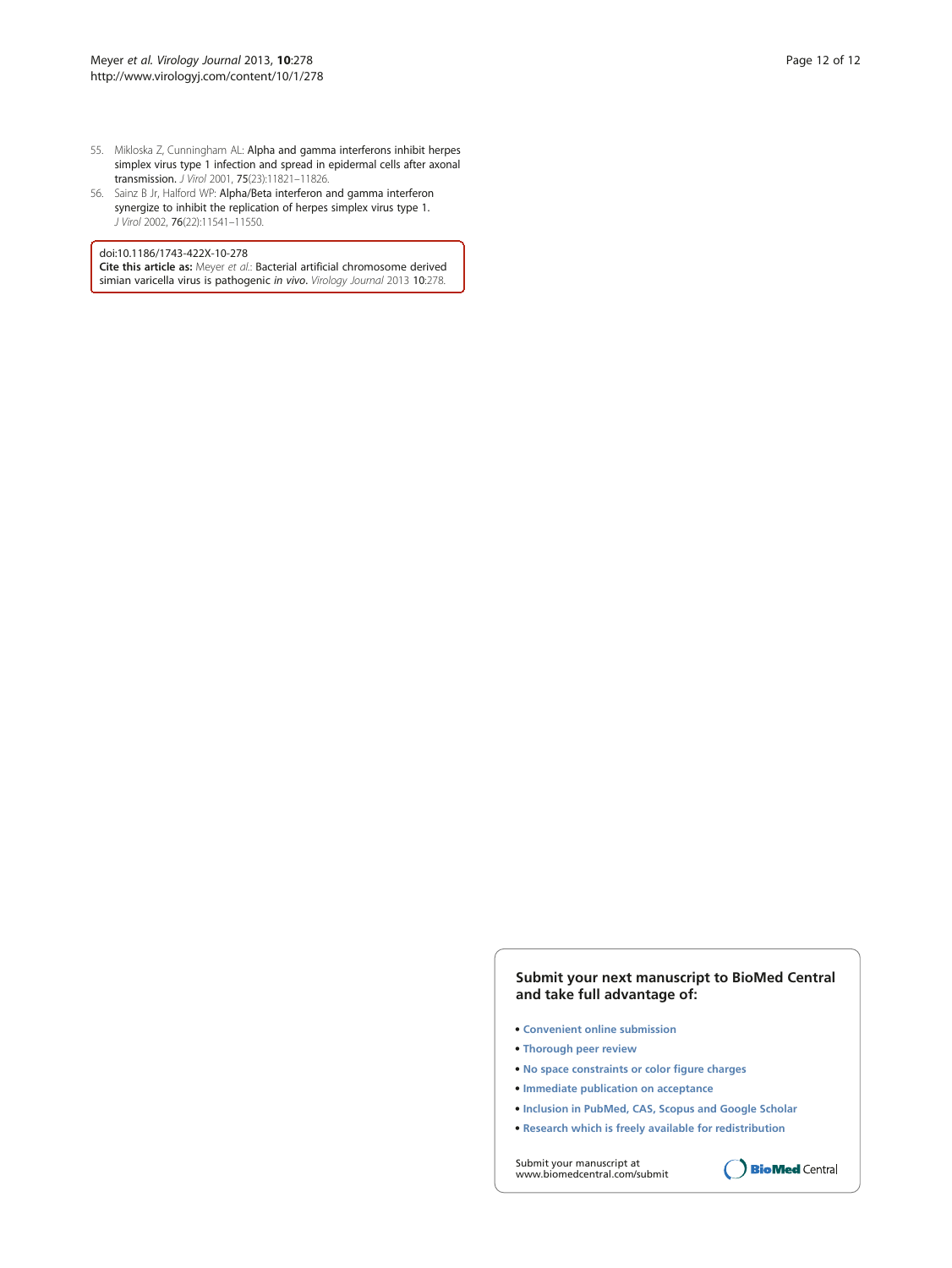55. Mikloska Z, Cunningham AL: **Alpha and gamma interferons inhibit herpes simplex virus type 1 infection and spread in epidermal cells after axonal transmission.** *J Virol* 2001, **75**(23):11821–11826.
56. Sainz B Jr, Halford WP: **Alpha/Beta interferon and gamma interferon synergize to inhibit the replication of herpes simplex virus type 1.** *J Virol* 2002, **76**(22):11541–11550.

doi:10.1186/1743-422X-10-278
**Cite this article as:** Meyer *et al.*: Bacterial artificial chromosome derived simian varicella virus is pathogenic *in vivo*. *Virology Journal* 2013 **10**:278.

**Submit your next manuscript to BioMed Central and take full advantage of:**

- **Convenient online submission**
- **Thorough peer review**
- **No space constraints or color figure charges**
- **Immediate publication on acceptance**
- **Inclusion in PubMed, CAS, Scopus and Google Scholar**
- **Research which is freely available for redistribution**

Submit your manuscript at
www.biomedcentral.com/submit

BioMed Central